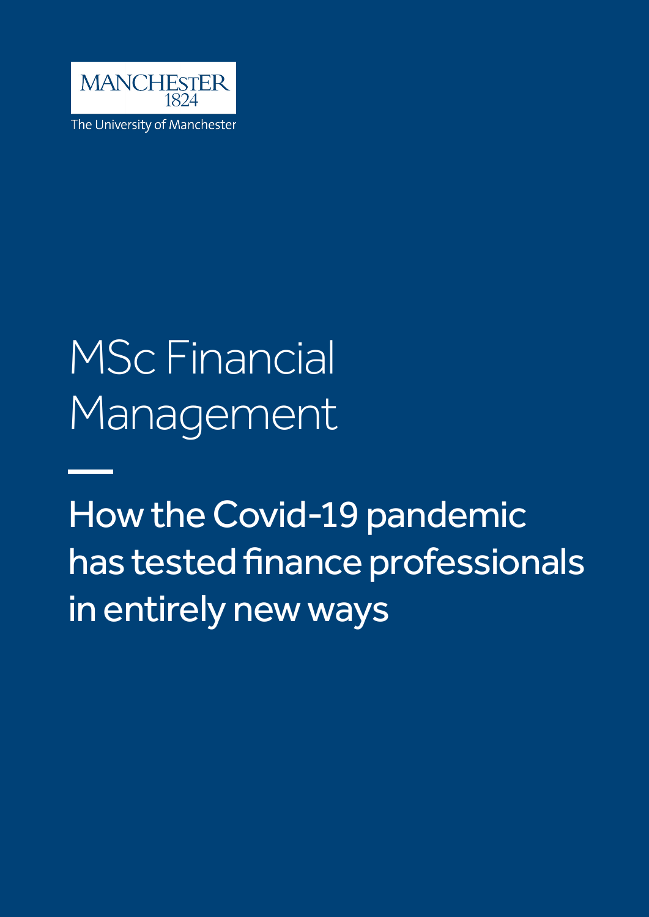MANCHESTER
1824

The University of Manchester

# MSc Financial Management

## How the Covid-19 pandemic has tested finance professionals in entirely new ways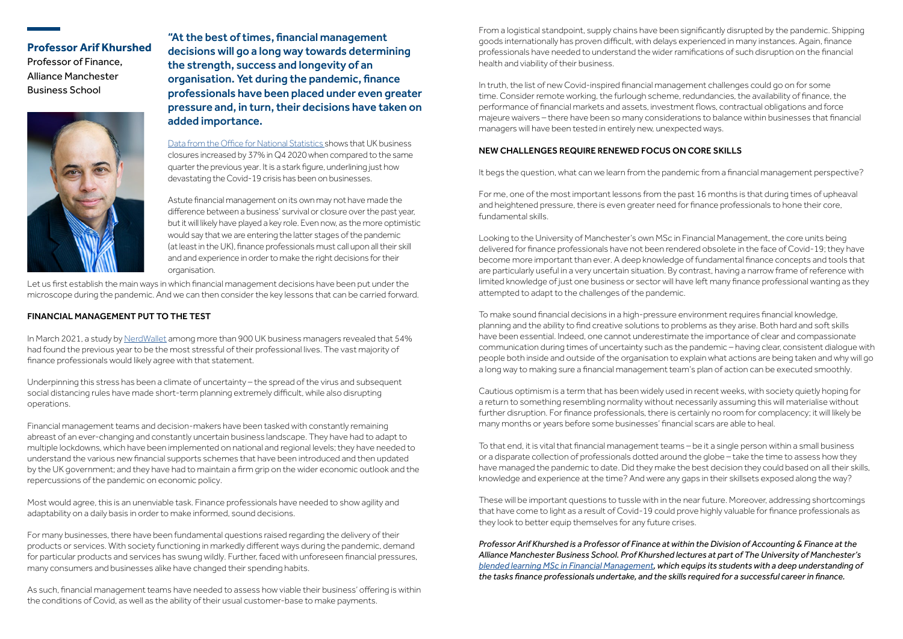**Professor Arif Khurshed**

Professor of Finance, Alliance Manchester Business School

**"At the best of times, financial management decisions will go a long way towards determining the strength, success and longevity of an organisation. Yet during the pandemic, finance professionals have been placed under even greater pressure and, in turn, their decisions have taken on added importance.**

Data from the Office for National Statistics shows that UK business closures increased by 37% in Q4 2020 when compared to the same quarter the previous year. It is a stark figure, underlining just how devastating the Covid-19 crisis has been on businesses.

Astute financial management on its own may not have made the difference between a business' survival or closure over the past year, but it will likely have played a key role. Even now, as the more optimistic would say that we are entering the latter stages of the pandemic (at least in the UK), finance professionals must call upon all their skill and and experience in order to make the right decisions for their organisation.

Let us first establish the main ways in which financial management decisions have been put under the microscope during the pandemic. And we can then consider the key lessons that can be carried forward.

## FINANCIAL MANAGEMENT PUT TO THE TEST

In March 2021, a study by NerdWallet among more than 900 UK business managers revealed that 54% had found the previous year to be the most stressful of their professional lives. The vast majority of finance professionals would likely agree with that statement.

Underpinning this stress has been a climate of uncertainty – the spread of the virus and subsequent social distancing rules have made short-term planning extremely difficult, while also disrupting operations.

Financial management teams and decision-makers have been tasked with constantly remaining abreast of an ever-changing and constantly uncertain business landscape. They have had to adapt to multiple lockdowns, which have been implemented on national and regional levels; they have needed to understand the various new financial supports schemes that have been introduced and then updated by the UK government; and they have had to maintain a firm grip on the wider economic outlook and the repercussions of the pandemic on economic policy.

Most would agree, this is an unenviable task. Finance professionals have needed to show agility and adaptability on a daily basis in order to make informed, sound decisions.

For many businesses, there have been fundamental questions raised regarding the delivery of their products or services. With society functioning in markedly different ways during the pandemic, demand for particular products and services has swung wildly. Further, faced with unforeseen financial pressures, many consumers and businesses alike have changed their spending habits.

As such, financial management teams have needed to assess how viable their business' offering is within the conditions of Covid, as well as the ability of their usual customer-base to make payments.

From a logistical standpoint, supply chains have been significantly disrupted by the pandemic. Shipping goods internationally has proven difficult, with delays experienced in many instances. Again, finance professionals have needed to understand the wider ramifications of such disruption on the financial health and viability of their business.

In truth, the list of new Covid-inspired financial management challenges could go on for some time. Consider remote working, the furlough scheme, redundancies, the availability of finance, the performance of financial markets and assets, investment flows, contractual obligations and force majeure waivers – there have been so many considerations to balance within businesses that financial managers will have been tested in entirely new, unexpected ways.

## NEW CHALLENGES REQUIRE RENEWED FOCUS ON CORE SKILLS

It begs the question, what can we learn from the pandemic from a financial management perspective?

For me, one of the most important lessons from the past 16 months is that during times of upheaval and heightened pressure, there is even greater need for finance professionals to hone their core, fundamental skills.

Looking to the University of Manchester's own MSc in Financial Management, the core units being delivered for finance professionals have not been rendered obsolete in the face of Covid-19; they have become more important than ever. A deep knowledge of fundamental finance concepts and tools that are particularly useful in a very uncertain situation. By contrast, having a narrow frame of reference with limited knowledge of just one business or sector will have left many finance professional wanting as they attempted to adapt to the challenges of the pandemic.

To make sound financial decisions in a high-pressure environment requires financial knowledge, planning and the ability to find creative solutions to problems as they arise. Both hard and soft skills have been essential. Indeed, one cannot underestimate the importance of clear and compassionate communication during times of uncertainty such as the pandemic – having clear, consistent dialogue with people both inside and outside of the organisation to explain what actions are being taken and why will go a long way to making sure a financial management team's plan of action can be executed smoothly.

Cautious optimism is a term that has been widely used in recent weeks, with society quietly hoping for a return to something resembling normality without necessarily assuming this will materialise without further disruption. For finance professionals, there is certainly no room for complacency; it will likely be many months or years before some businesses' financial scars are able to heal.

To that end, it is vital that financial management teams – be it a single person within a small business or a disparate collection of professionals dotted around the globe – take the time to assess how they have managed the pandemic to date. Did they make the best decision they could based on all their skills, knowledge and experience at the time? And were any gaps in their skillsets exposed along the way?

These will be important questions to tussle with in the near future. Moreover, addressing shortcomings that have come to light as a result of Covid-19 could prove highly valuable for finance professionals as they look to better equip themselves for any future crises.

*Professor Arif Khurshed is a Professor of Finance at within the Division of Accounting & Finance at the Alliance Manchester Business School. Prof Khurshed lectures at part of The University of Manchester's blended learning MSc in Financial Management, which equips its students with a deep understanding of the tasks finance professionals undertake, and the skills required for a successful career in finance.*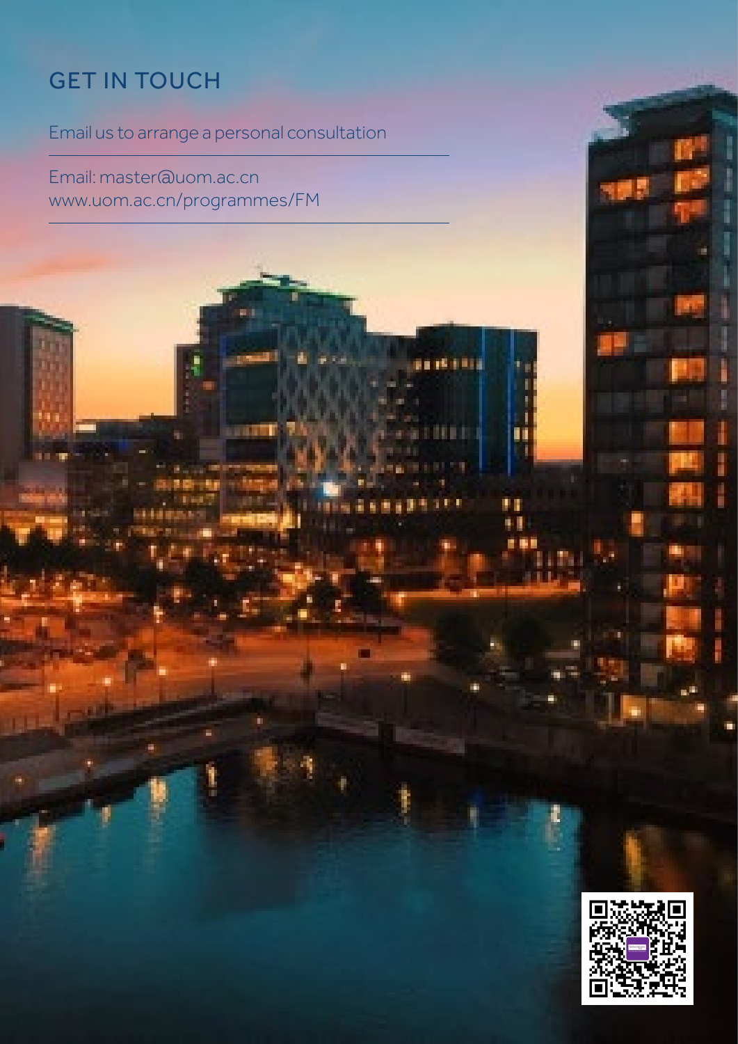## GET IN TOUCH

Email us to arrange a personal consultation

Email: master@uom.ac.cn
www.uom.ac.cn/programmes/FM